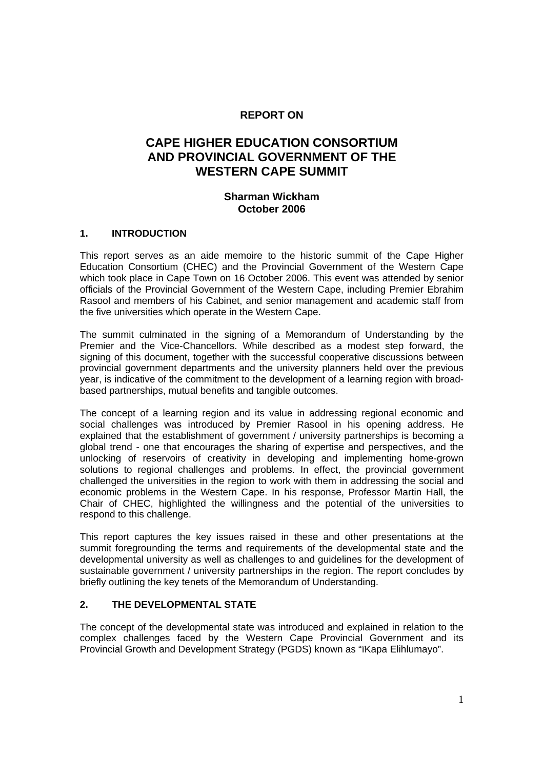**REPORT ON**

# CAPE HIGHER EDUCATION CONSORTIUM AND PROVINCIAL GOVERNMENT OF THE WESTERN CAPE SUMMIT

**Sharman Wickham**
**October 2006**

## 1. INTRODUCTION

This report serves as an aide memoire to the historic summit of the Cape Higher Education Consortium (CHEC) and the Provincial Government of the Western Cape which took place in Cape Town on 16 October 2006. This event was attended by senior officials of the Provincial Government of the Western Cape, including Premier Ebrahim Rasool and members of his Cabinet, and senior management and academic staff from the five universities which operate in the Western Cape.

The summit culminated in the signing of a Memorandum of Understanding by the Premier and the Vice-Chancellors. While described as a modest step forward, the signing of this document, together with the successful cooperative discussions between provincial government departments and the university planners held over the previous year, is indicative of the commitment to the development of a learning region with broad-based partnerships, mutual benefits and tangible outcomes.

The concept of a learning region and its value in addressing regional economic and social challenges was introduced by Premier Rasool in his opening address. He explained that the establishment of government / university partnerships is becoming a global trend - one that encourages the sharing of expertise and perspectives, and the unlocking of reservoirs of creativity in developing and implementing home-grown solutions to regional challenges and problems. In effect, the provincial government challenged the universities in the region to work with them in addressing the social and economic problems in the Western Cape. In his response, Professor Martin Hall, the Chair of CHEC, highlighted the willingness and the potential of the universities to respond to this challenge.

This report captures the key issues raised in these and other presentations at the summit foregrounding the terms and requirements of the developmental state and the developmental university as well as challenges to and guidelines for the development of sustainable government / university partnerships in the region. The report concludes by briefly outlining the key tenets of the Memorandum of Understanding.

## 2. THE DEVELOPMENTAL STATE

The concept of the developmental state was introduced and explained in relation to the complex challenges faced by the Western Cape Provincial Government and its Provincial Growth and Development Strategy (PGDS) known as "iKapa Elihlumayo".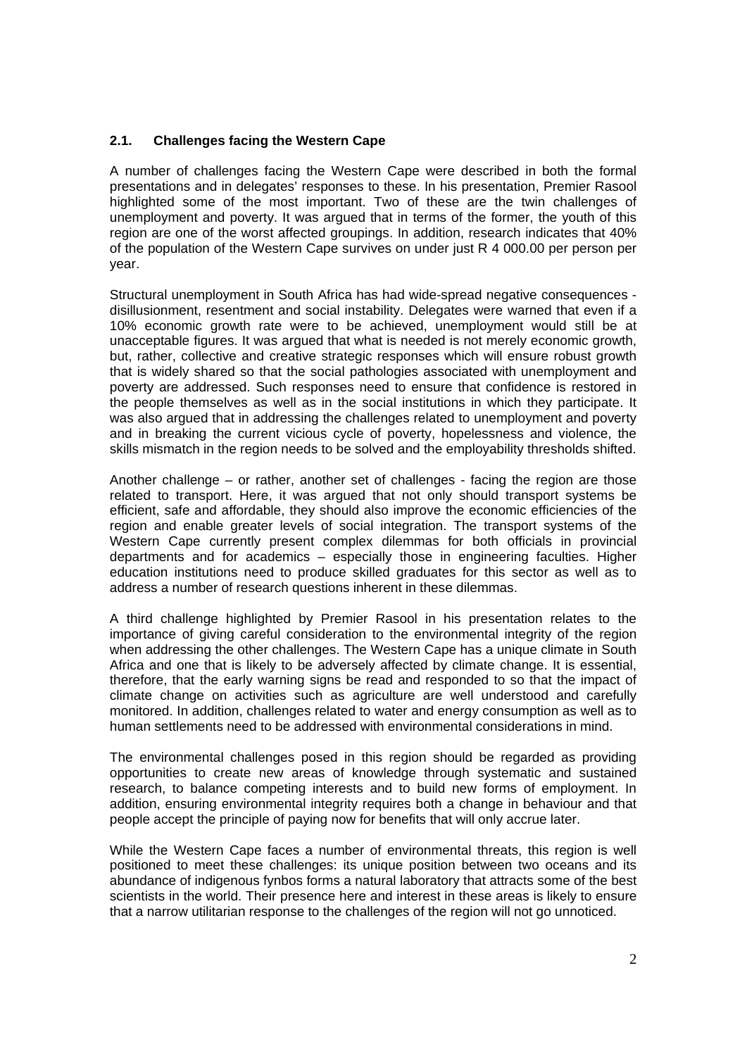## 2.1. Challenges facing the Western Cape

A number of challenges facing the Western Cape were described in both the formal presentations and in delegates' responses to these. In his presentation, Premier Rasool highlighted some of the most important. Two of these are the twin challenges of unemployment and poverty. It was argued that in terms of the former, the youth of this region are one of the worst affected groupings. In addition, research indicates that 40% of the population of the Western Cape survives on under just R 4 000.00 per person per year.

Structural unemployment in South Africa has had wide-spread negative consequences - disillusionment, resentment and social instability. Delegates were warned that even if a 10% economic growth rate were to be achieved, unemployment would still be at unacceptable figures. It was argued that what is needed is not merely economic growth, but, rather, collective and creative strategic responses which will ensure robust growth that is widely shared so that the social pathologies associated with unemployment and poverty are addressed. Such responses need to ensure that confidence is restored in the people themselves as well as in the social institutions in which they participate. It was also argued that in addressing the challenges related to unemployment and poverty and in breaking the current vicious cycle of poverty, hopelessness and violence, the skills mismatch in the region needs to be solved and the employability thresholds shifted.

Another challenge – or rather, another set of challenges - facing the region are those related to transport. Here, it was argued that not only should transport systems be efficient, safe and affordable, they should also improve the economic efficiencies of the region and enable greater levels of social integration. The transport systems of the Western Cape currently present complex dilemmas for both officials in provincial departments and for academics – especially those in engineering faculties. Higher education institutions need to produce skilled graduates for this sector as well as to address a number of research questions inherent in these dilemmas.

A third challenge highlighted by Premier Rasool in his presentation relates to the importance of giving careful consideration to the environmental integrity of the region when addressing the other challenges. The Western Cape has a unique climate in South Africa and one that is likely to be adversely affected by climate change. It is essential, therefore, that the early warning signs be read and responded to so that the impact of climate change on activities such as agriculture are well understood and carefully monitored. In addition, challenges related to water and energy consumption as well as to human settlements need to be addressed with environmental considerations in mind.

The environmental challenges posed in this region should be regarded as providing opportunities to create new areas of knowledge through systematic and sustained research, to balance competing interests and to build new forms of employment. In addition, ensuring environmental integrity requires both a change in behaviour and that people accept the principle of paying now for benefits that will only accrue later.

While the Western Cape faces a number of environmental threats, this region is well positioned to meet these challenges: its unique position between two oceans and its abundance of indigenous fynbos forms a natural laboratory that attracts some of the best scientists in the world. Their presence here and interest in these areas is likely to ensure that a narrow utilitarian response to the challenges of the region will not go unnoticed.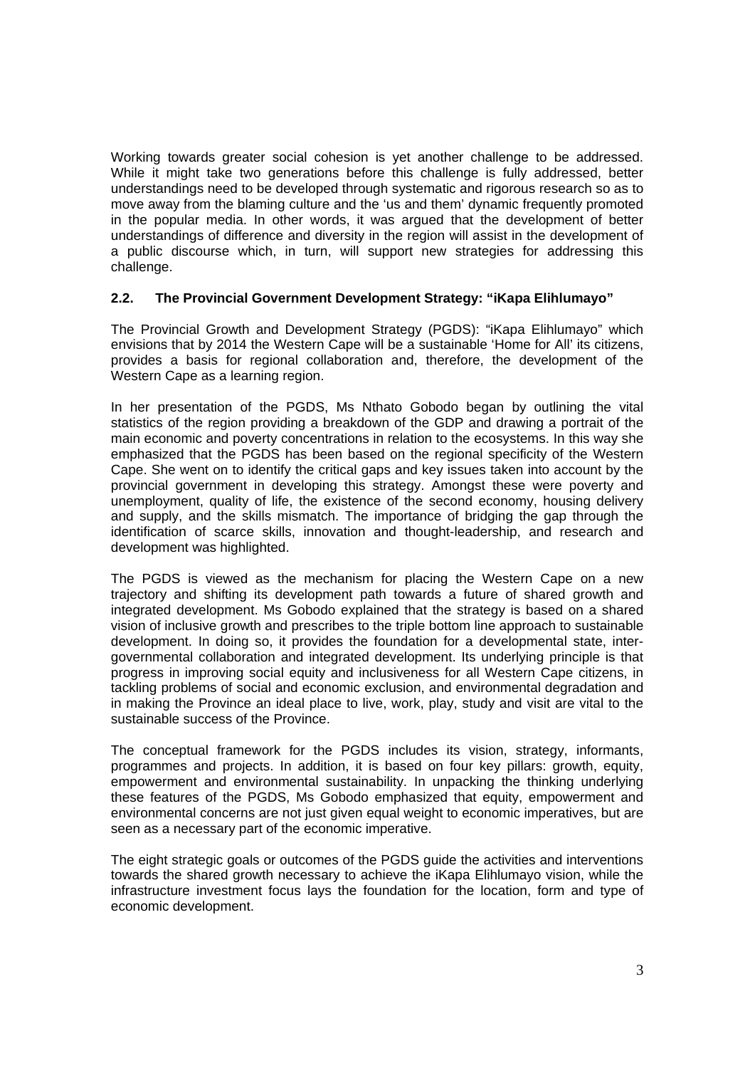Working towards greater social cohesion is yet another challenge to be addressed. While it might take two generations before this challenge is fully addressed, better understandings need to be developed through systematic and rigorous research so as to move away from the blaming culture and the 'us and them' dynamic frequently promoted in the popular media. In other words, it was argued that the development of better understandings of difference and diversity in the region will assist in the development of a public discourse which, in turn, will support new strategies for addressing this challenge.

### 2.2. The Provincial Government Development Strategy: "iKapa Elihlumayo"

The Provincial Growth and Development Strategy (PGDS): "iKapa Elihlumayo" which envisions that by 2014 the Western Cape will be a sustainable 'Home for All' its citizens, provides a basis for regional collaboration and, therefore, the development of the Western Cape as a learning region.

In her presentation of the PGDS, Ms Nthato Gobodo began by outlining the vital statistics of the region providing a breakdown of the GDP and drawing a portrait of the main economic and poverty concentrations in relation to the ecosystems. In this way she emphasized that the PGDS has been based on the regional specificity of the Western Cape. She went on to identify the critical gaps and key issues taken into account by the provincial government in developing this strategy. Amongst these were poverty and unemployment, quality of life, the existence of the second economy, housing delivery and supply, and the skills mismatch. The importance of bridging the gap through the identification of scarce skills, innovation and thought-leadership, and research and development was highlighted.

The PGDS is viewed as the mechanism for placing the Western Cape on a new trajectory and shifting its development path towards a future of shared growth and integrated development. Ms Gobodo explained that the strategy is based on a shared vision of inclusive growth and prescribes to the triple bottom line approach to sustainable development. In doing so, it provides the foundation for a developmental state, inter-governmental collaboration and integrated development. Its underlying principle is that progress in improving social equity and inclusiveness for all Western Cape citizens, in tackling problems of social and economic exclusion, and environmental degradation and in making the Province an ideal place to live, work, play, study and visit are vital to the sustainable success of the Province.

The conceptual framework for the PGDS includes its vision, strategy, informants, programmes and projects. In addition, it is based on four key pillars: growth, equity, empowerment and environmental sustainability. In unpacking the thinking underlying these features of the PGDS, Ms Gobodo emphasized that equity, empowerment and environmental concerns are not just given equal weight to economic imperatives, but are seen as a necessary part of the economic imperative.

The eight strategic goals or outcomes of the PGDS guide the activities and interventions towards the shared growth necessary to achieve the iKapa Elihlumayo vision, while the infrastructure investment focus lays the foundation for the location, form and type of economic development.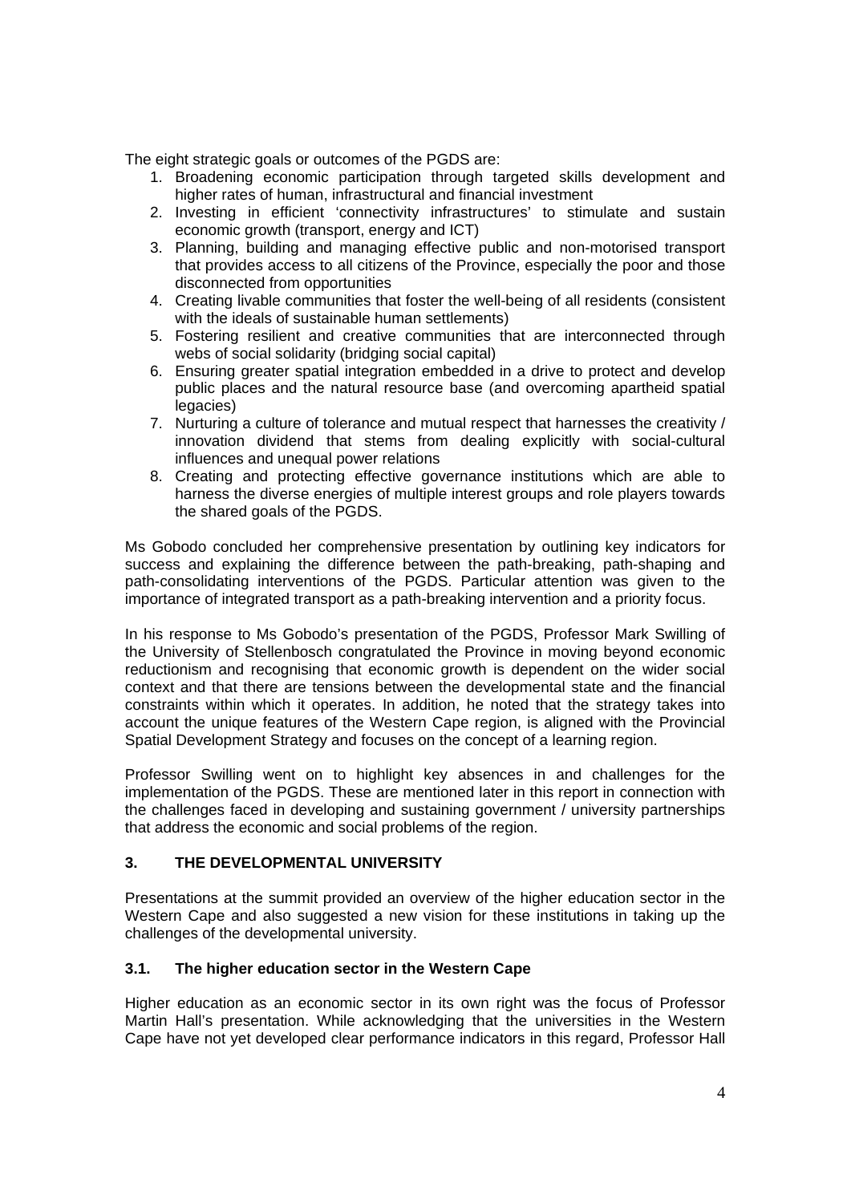The eight strategic goals or outcomes of the PGDS are:

1. Broadening economic participation through targeted skills development and higher rates of human, infrastructural and financial investment
2. Investing in efficient 'connectivity infrastructures' to stimulate and sustain economic growth (transport, energy and ICT)
3. Planning, building and managing effective public and non-motorised transport that provides access to all citizens of the Province, especially the poor and those disconnected from opportunities
4. Creating livable communities that foster the well-being of all residents (consistent with the ideals of sustainable human settlements)
5. Fostering resilient and creative communities that are interconnected through webs of social solidarity (bridging social capital)
6. Ensuring greater spatial integration embedded in a drive to protect and develop public places and the natural resource base (and overcoming apartheid spatial legacies)
7. Nurturing a culture of tolerance and mutual respect that harnesses the creativity / innovation dividend that stems from dealing explicitly with social-cultural influences and unequal power relations
8. Creating and protecting effective governance institutions which are able to harness the diverse energies of multiple interest groups and role players towards the shared goals of the PGDS.

Ms Gobodo concluded her comprehensive presentation by outlining key indicators for success and explaining the difference between the path-breaking, path-shaping and path-consolidating interventions of the PGDS. Particular attention was given to the importance of integrated transport as a path-breaking intervention and a priority focus.

In his response to Ms Gobodo's presentation of the PGDS, Professor Mark Swilling of the University of Stellenbosch congratulated the Province in moving beyond economic reductionism and recognising that economic growth is dependent on the wider social context and that there are tensions between the developmental state and the financial constraints within which it operates. In addition, he noted that the strategy takes into account the unique features of the Western Cape region, is aligned with the Provincial Spatial Development Strategy and focuses on the concept of a learning region.

Professor Swilling went on to highlight key absences in and challenges for the implementation of the PGDS. These are mentioned later in this report in connection with the challenges faced in developing and sustaining government / university partnerships that address the economic and social problems of the region.

## 3. THE DEVELOPMENTAL UNIVERSITY

Presentations at the summit provided an overview of the higher education sector in the Western Cape and also suggested a new vision for these institutions in taking up the challenges of the developmental university.

### 3.1. The higher education sector in the Western Cape

Higher education as an economic sector in its own right was the focus of Professor Martin Hall's presentation. While acknowledging that the universities in the Western Cape have not yet developed clear performance indicators in this regard, Professor Hall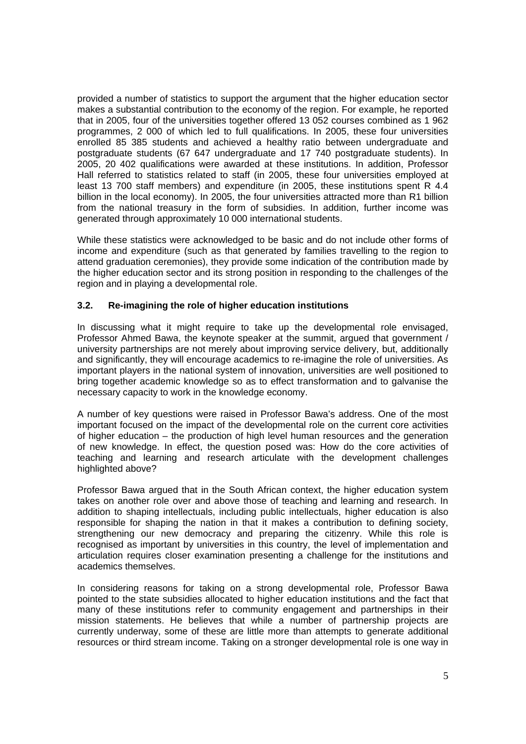provided a number of statistics to support the argument that the higher education sector makes a substantial contribution to the economy of the region. For example, he reported that in 2005, four of the universities together offered 13 052 courses combined as 1 962 programmes, 2 000 of which led to full qualifications. In 2005, these four universities enrolled 85 385 students and achieved a healthy ratio between undergraduate and postgraduate students (67 647 undergraduate and 17 740 postgraduate students). In 2005, 20 402 qualifications were awarded at these institutions. In addition, Professor Hall referred to statistics related to staff (in 2005, these four universities employed at least 13 700 staff members) and expenditure (in 2005, these institutions spent R 4.4 billion in the local economy). In 2005, the four universities attracted more than R1 billion from the national treasury in the form of subsidies. In addition, further income was generated through approximately 10 000 international students.

While these statistics were acknowledged to be basic and do not include other forms of income and expenditure (such as that generated by families travelling to the region to attend graduation ceremonies), they provide some indication of the contribution made by the higher education sector and its strong position in responding to the challenges of the region and in playing a developmental role.

### 3.2. Re-imagining the role of higher education institutions

In discussing what it might require to take up the developmental role envisaged, Professor Ahmed Bawa, the keynote speaker at the summit, argued that government / university partnerships are not merely about improving service delivery, but, additionally and significantly, they will encourage academics to re-imagine the role of universities. As important players in the national system of innovation, universities are well positioned to bring together academic knowledge so as to effect transformation and to galvanise the necessary capacity to work in the knowledge economy.

A number of key questions were raised in Professor Bawa's address. One of the most important focused on the impact of the developmental role on the current core activities of higher education – the production of high level human resources and the generation of new knowledge. In effect, the question posed was: How do the core activities of teaching and learning and research articulate with the development challenges highlighted above?

Professor Bawa argued that in the South African context, the higher education system takes on another role over and above those of teaching and learning and research. In addition to shaping intellectuals, including public intellectuals, higher education is also responsible for shaping the nation in that it makes a contribution to defining society, strengthening our new democracy and preparing the citizenry. While this role is recognised as important by universities in this country, the level of implementation and articulation requires closer examination presenting a challenge for the institutions and academics themselves.

In considering reasons for taking on a strong developmental role, Professor Bawa pointed to the state subsidies allocated to higher education institutions and the fact that many of these institutions refer to community engagement and partnerships in their mission statements. He believes that while a number of partnership projects are currently underway, some of these are little more than attempts to generate additional resources or third stream income. Taking on a stronger developmental role is one way in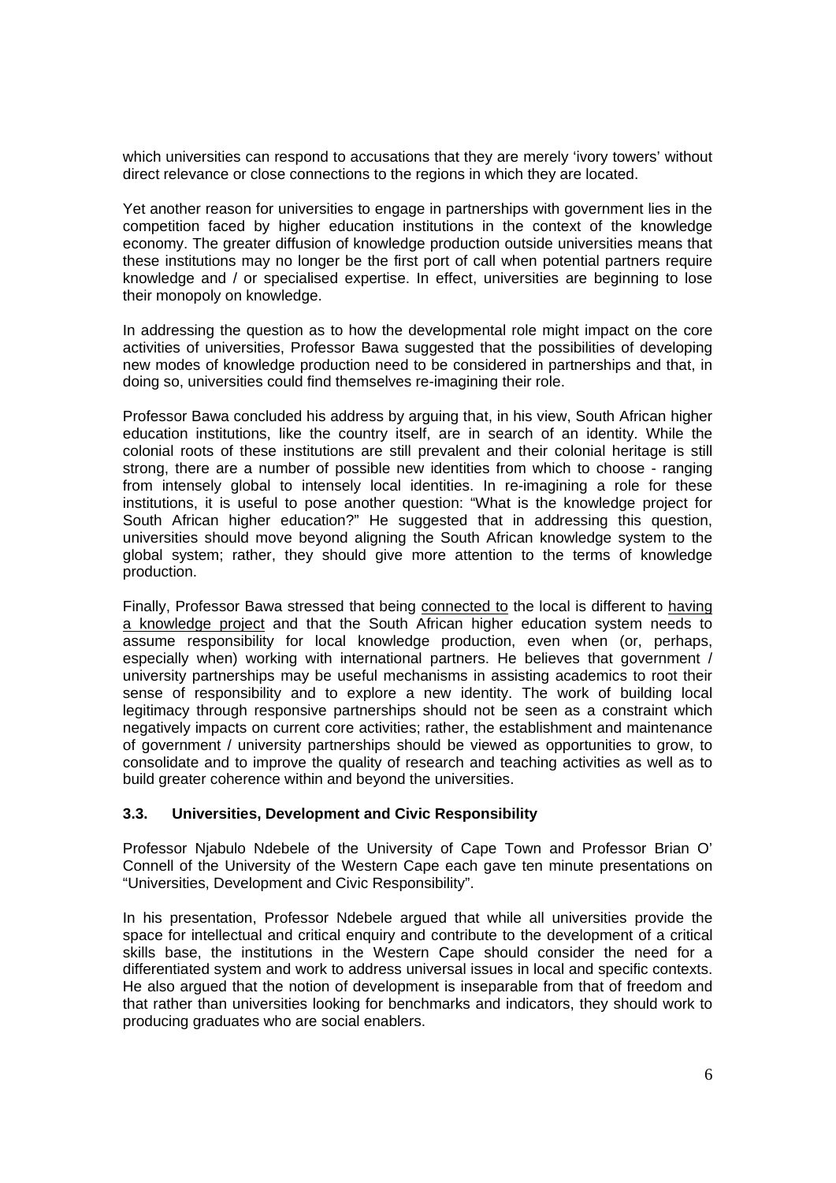which universities can respond to accusations that they are merely 'ivory towers' without direct relevance or close connections to the regions in which they are located.

Yet another reason for universities to engage in partnerships with government lies in the competition faced by higher education institutions in the context of the knowledge economy. The greater diffusion of knowledge production outside universities means that these institutions may no longer be the first port of call when potential partners require knowledge and / or specialised expertise. In effect, universities are beginning to lose their monopoly on knowledge.

In addressing the question as to how the developmental role might impact on the core activities of universities, Professor Bawa suggested that the possibilities of developing new modes of knowledge production need to be considered in partnerships and that, in doing so, universities could find themselves re-imagining their role.

Professor Bawa concluded his address by arguing that, in his view, South African higher education institutions, like the country itself, are in search of an identity. While the colonial roots of these institutions are still prevalent and their colonial heritage is still strong, there are a number of possible new identities from which to choose - ranging from intensely global to intensely local identities. In re-imagining a role for these institutions, it is useful to pose another question: "What is the knowledge project for South African higher education?" He suggested that in addressing this question, universities should move beyond aligning the South African knowledge system to the global system; rather, they should give more attention to the terms of knowledge production.

Finally, Professor Bawa stressed that being <u>connected to</u> the local is different to <u>having a knowledge project</u> and that the South African higher education system needs to assume responsibility for local knowledge production, even when (or, perhaps, especially when) working with international partners. He believes that government / university partnerships may be useful mechanisms in assisting academics to root their sense of responsibility and to explore a new identity. The work of building local legitimacy through responsive partnerships should not be seen as a constraint which negatively impacts on current core activities; rather, the establishment and maintenance of government / university partnerships should be viewed as opportunities to grow, to consolidate and to improve the quality of research and teaching activities as well as to build greater coherence within and beyond the universities.

### 3.3. Universities, Development and Civic Responsibility

Professor Njabulo Ndebele of the University of Cape Town and Professor Brian O' Connell of the University of the Western Cape each gave ten minute presentations on "Universities, Development and Civic Responsibility".

In his presentation, Professor Ndebele argued that while all universities provide the space for intellectual and critical enquiry and contribute to the development of a critical skills base, the institutions in the Western Cape should consider the need for a differentiated system and work to address universal issues in local and specific contexts. He also argued that the notion of development is inseparable from that of freedom and that rather than universities looking for benchmarks and indicators, they should work to producing graduates who are social enablers.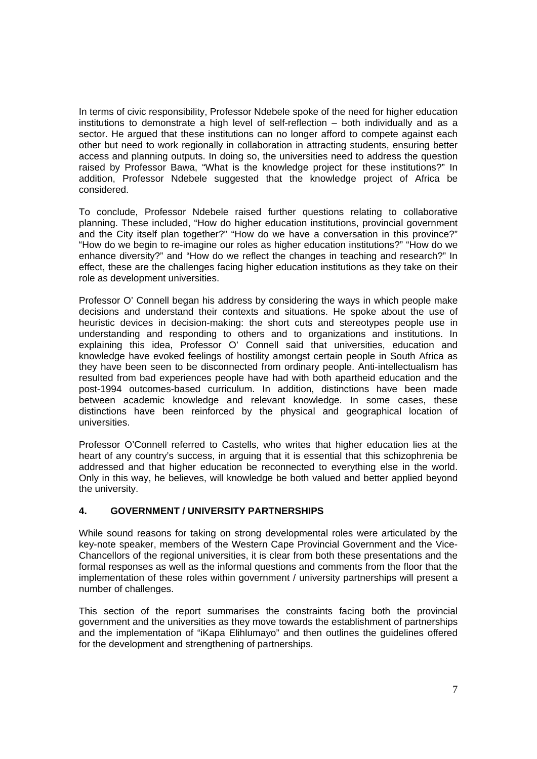In terms of civic responsibility, Professor Ndebele spoke of the need for higher education institutions to demonstrate a high level of self-reflection – both individually and as a sector. He argued that these institutions can no longer afford to compete against each other but need to work regionally in collaboration in attracting students, ensuring better access and planning outputs. In doing so, the universities need to address the question raised by Professor Bawa, "What is the knowledge project for these institutions?" In addition, Professor Ndebele suggested that the knowledge project of Africa be considered.

To conclude, Professor Ndebele raised further questions relating to collaborative planning. These included, "How do higher education institutions, provincial government and the City itself plan together?" "How do we have a conversation in this province?" "How do we begin to re-imagine our roles as higher education institutions?" "How do we enhance diversity?" and "How do we reflect the changes in teaching and research?" In effect, these are the challenges facing higher education institutions as they take on their role as development universities.

Professor O' Connell began his address by considering the ways in which people make decisions and understand their contexts and situations. He spoke about the use of heuristic devices in decision-making: the short cuts and stereotypes people use in understanding and responding to others and to organizations and institutions. In explaining this idea, Professor O' Connell said that universities, education and knowledge have evoked feelings of hostility amongst certain people in South Africa as they have been seen to be disconnected from ordinary people. Anti-intellectualism has resulted from bad experiences people have had with both apartheid education and the post-1994 outcomes-based curriculum. In addition, distinctions have been made between academic knowledge and relevant knowledge. In some cases, these distinctions have been reinforced by the physical and geographical location of universities.

Professor O'Connell referred to Castells, who writes that higher education lies at the heart of any country's success, in arguing that it is essential that this schizophrenia be addressed and that higher education be reconnected to everything else in the world. Only in this way, he believes, will knowledge be both valued and better applied beyond the university.

## 4. GOVERNMENT / UNIVERSITY PARTNERSHIPS

While sound reasons for taking on strong developmental roles were articulated by the key-note speaker, members of the Western Cape Provincial Government and the Vice-Chancellors of the regional universities, it is clear from both these presentations and the formal responses as well as the informal questions and comments from the floor that the implementation of these roles within government / university partnerships will present a number of challenges.

This section of the report summarises the constraints facing both the provincial government and the universities as they move towards the establishment of partnerships and the implementation of "iKapa Elihlumayo" and then outlines the guidelines offered for the development and strengthening of partnerships.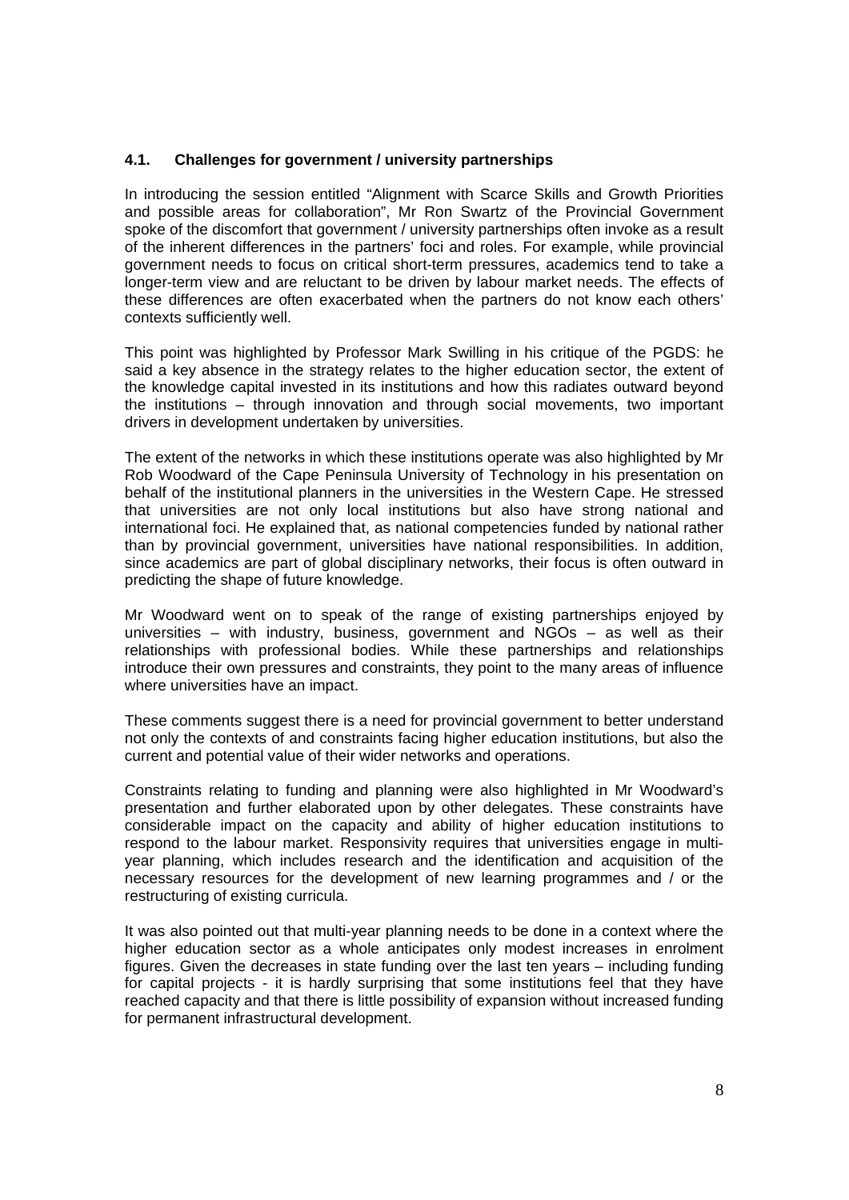### 4.1. Challenges for government / university partnerships

In introducing the session entitled "Alignment with Scarce Skills and Growth Priorities and possible areas for collaboration", Mr Ron Swartz of the Provincial Government spoke of the discomfort that government / university partnerships often invoke as a result of the inherent differences in the partners' foci and roles. For example, while provincial government needs to focus on critical short-term pressures, academics tend to take a longer-term view and are reluctant to be driven by labour market needs. The effects of these differences are often exacerbated when the partners do not know each others' contexts sufficiently well.

This point was highlighted by Professor Mark Swilling in his critique of the PGDS: he said a key absence in the strategy relates to the higher education sector, the extent of the knowledge capital invested in its institutions and how this radiates outward beyond the institutions – through innovation and through social movements, two important drivers in development undertaken by universities.

The extent of the networks in which these institutions operate was also highlighted by Mr Rob Woodward of the Cape Peninsula University of Technology in his presentation on behalf of the institutional planners in the universities in the Western Cape. He stressed that universities are not only local institutions but also have strong national and international foci. He explained that, as national competencies funded by national rather than by provincial government, universities have national responsibilities. In addition, since academics are part of global disciplinary networks, their focus is often outward in predicting the shape of future knowledge.

Mr Woodward went on to speak of the range of existing partnerships enjoyed by universities – with industry, business, government and NGOs – as well as their relationships with professional bodies. While these partnerships and relationships introduce their own pressures and constraints, they point to the many areas of influence where universities have an impact.

These comments suggest there is a need for provincial government to better understand not only the contexts of and constraints facing higher education institutions, but also the current and potential value of their wider networks and operations.

Constraints relating to funding and planning were also highlighted in Mr Woodward's presentation and further elaborated upon by other delegates. These constraints have considerable impact on the capacity and ability of higher education institutions to respond to the labour market. Responsivity requires that universities engage in multi-year planning, which includes research and the identification and acquisition of the necessary resources for the development of new learning programmes and / or the restructuring of existing curricula.

It was also pointed out that multi-year planning needs to be done in a context where the higher education sector as a whole anticipates only modest increases in enrolment figures. Given the decreases in state funding over the last ten years – including funding for capital projects - it is hardly surprising that some institutions feel that they have reached capacity and that there is little possibility of expansion without increased funding for permanent infrastructural development.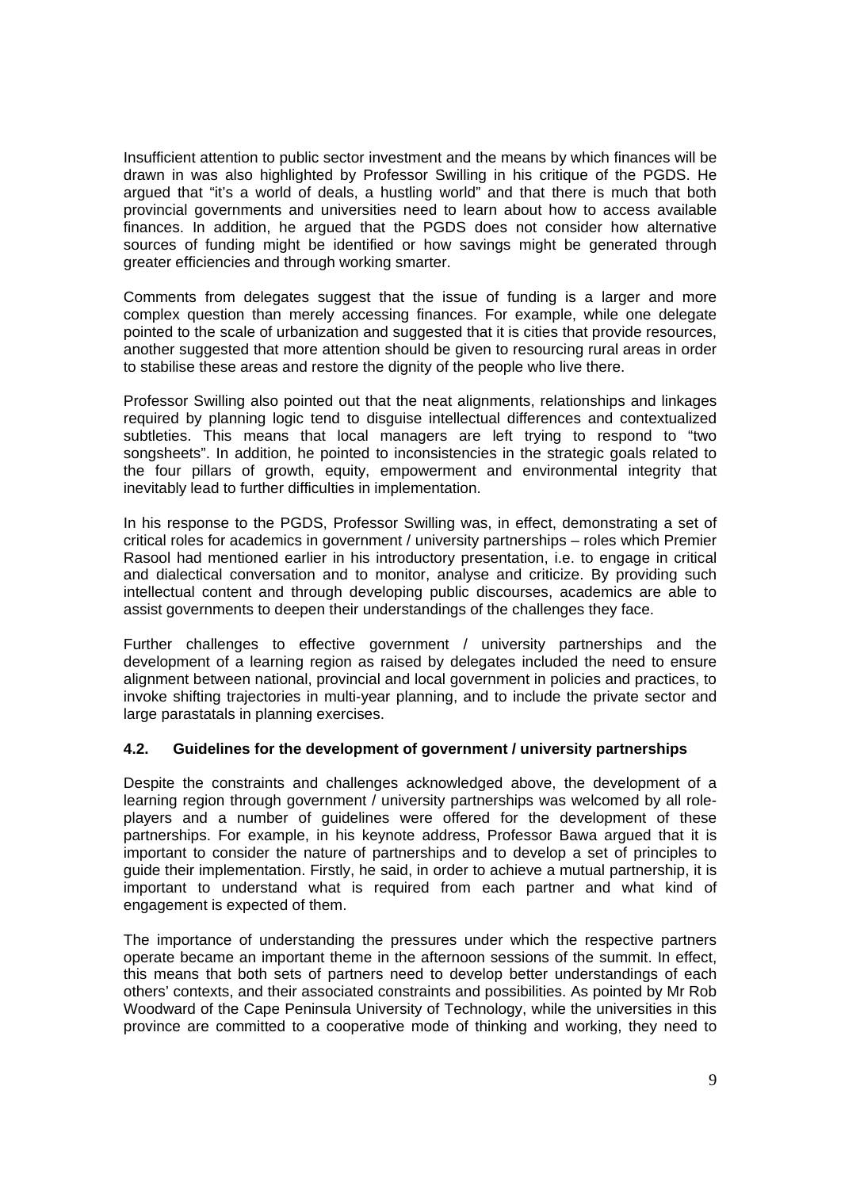Insufficient attention to public sector investment and the means by which finances will be drawn in was also highlighted by Professor Swilling in his critique of the PGDS. He argued that "it's a world of deals, a hustling world" and that there is much that both provincial governments and universities need to learn about how to access available finances. In addition, he argued that the PGDS does not consider how alternative sources of funding might be identified or how savings might be generated through greater efficiencies and through working smarter.

Comments from delegates suggest that the issue of funding is a larger and more complex question than merely accessing finances. For example, while one delegate pointed to the scale of urbanization and suggested that it is cities that provide resources, another suggested that more attention should be given to resourcing rural areas in order to stabilise these areas and restore the dignity of the people who live there.

Professor Swilling also pointed out that the neat alignments, relationships and linkages required by planning logic tend to disguise intellectual differences and contextualized subtleties. This means that local managers are left trying to respond to "two songsheets". In addition, he pointed to inconsistencies in the strategic goals related to the four pillars of growth, equity, empowerment and environmental integrity that inevitably lead to further difficulties in implementation.

In his response to the PGDS, Professor Swilling was, in effect, demonstrating a set of critical roles for academics in government / university partnerships – roles which Premier Rasool had mentioned earlier in his introductory presentation, i.e. to engage in critical and dialectical conversation and to monitor, analyse and criticize. By providing such intellectual content and through developing public discourses, academics are able to assist governments to deepen their understandings of the challenges they face.

Further challenges to effective government / university partnerships and the development of a learning region as raised by delegates included the need to ensure alignment between national, provincial and local government in policies and practices, to invoke shifting trajectories in multi-year planning, and to include the private sector and large parastatals in planning exercises.

### 4.2. Guidelines for the development of government / university partnerships

Despite the constraints and challenges acknowledged above, the development of a learning region through government / university partnerships was welcomed by all role-players and a number of guidelines were offered for the development of these partnerships. For example, in his keynote address, Professor Bawa argued that it is important to consider the nature of partnerships and to develop a set of principles to guide their implementation. Firstly, he said, in order to achieve a mutual partnership, it is important to understand what is required from each partner and what kind of engagement is expected of them.

The importance of understanding the pressures under which the respective partners operate became an important theme in the afternoon sessions of the summit. In effect, this means that both sets of partners need to develop better understandings of each others' contexts, and their associated constraints and possibilities. As pointed by Mr Rob Woodward of the Cape Peninsula University of Technology, while the universities in this province are committed to a cooperative mode of thinking and working, they need to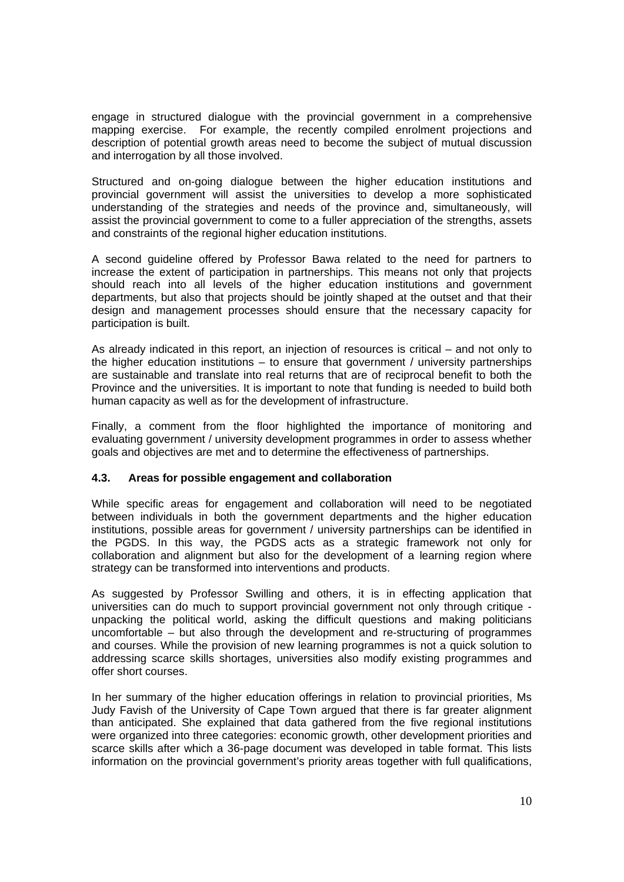engage in structured dialogue with the provincial government in a comprehensive mapping exercise. For example, the recently compiled enrolment projections and description of potential growth areas need to become the subject of mutual discussion and interrogation by all those involved.

Structured and on-going dialogue between the higher education institutions and provincial government will assist the universities to develop a more sophisticated understanding of the strategies and needs of the province and, simultaneously, will assist the provincial government to come to a fuller appreciation of the strengths, assets and constraints of the regional higher education institutions.

A second guideline offered by Professor Bawa related to the need for partners to increase the extent of participation in partnerships. This means not only that projects should reach into all levels of the higher education institutions and government departments, but also that projects should be jointly shaped at the outset and that their design and management processes should ensure that the necessary capacity for participation is built.

As already indicated in this report, an injection of resources is critical – and not only to the higher education institutions – to ensure that government / university partnerships are sustainable and translate into real returns that are of reciprocal benefit to both the Province and the universities. It is important to note that funding is needed to build both human capacity as well as for the development of infrastructure.

Finally, a comment from the floor highlighted the importance of monitoring and evaluating government / university development programmes in order to assess whether goals and objectives are met and to determine the effectiveness of partnerships.

### 4.3. Areas for possible engagement and collaboration

While specific areas for engagement and collaboration will need to be negotiated between individuals in both the government departments and the higher education institutions, possible areas for government / university partnerships can be identified in the PGDS. In this way, the PGDS acts as a strategic framework not only for collaboration and alignment but also for the development of a learning region where strategy can be transformed into interventions and products.

As suggested by Professor Swilling and others, it is in effecting application that universities can do much to support provincial government not only through critique - unpacking the political world, asking the difficult questions and making politicians uncomfortable – but also through the development and re-structuring of programmes and courses. While the provision of new learning programmes is not a quick solution to addressing scarce skills shortages, universities also modify existing programmes and offer short courses.

In her summary of the higher education offerings in relation to provincial priorities, Ms Judy Favish of the University of Cape Town argued that there is far greater alignment than anticipated. She explained that data gathered from the five regional institutions were organized into three categories: economic growth, other development priorities and scarce skills after which a 36-page document was developed in table format. This lists information on the provincial government's priority areas together with full qualifications,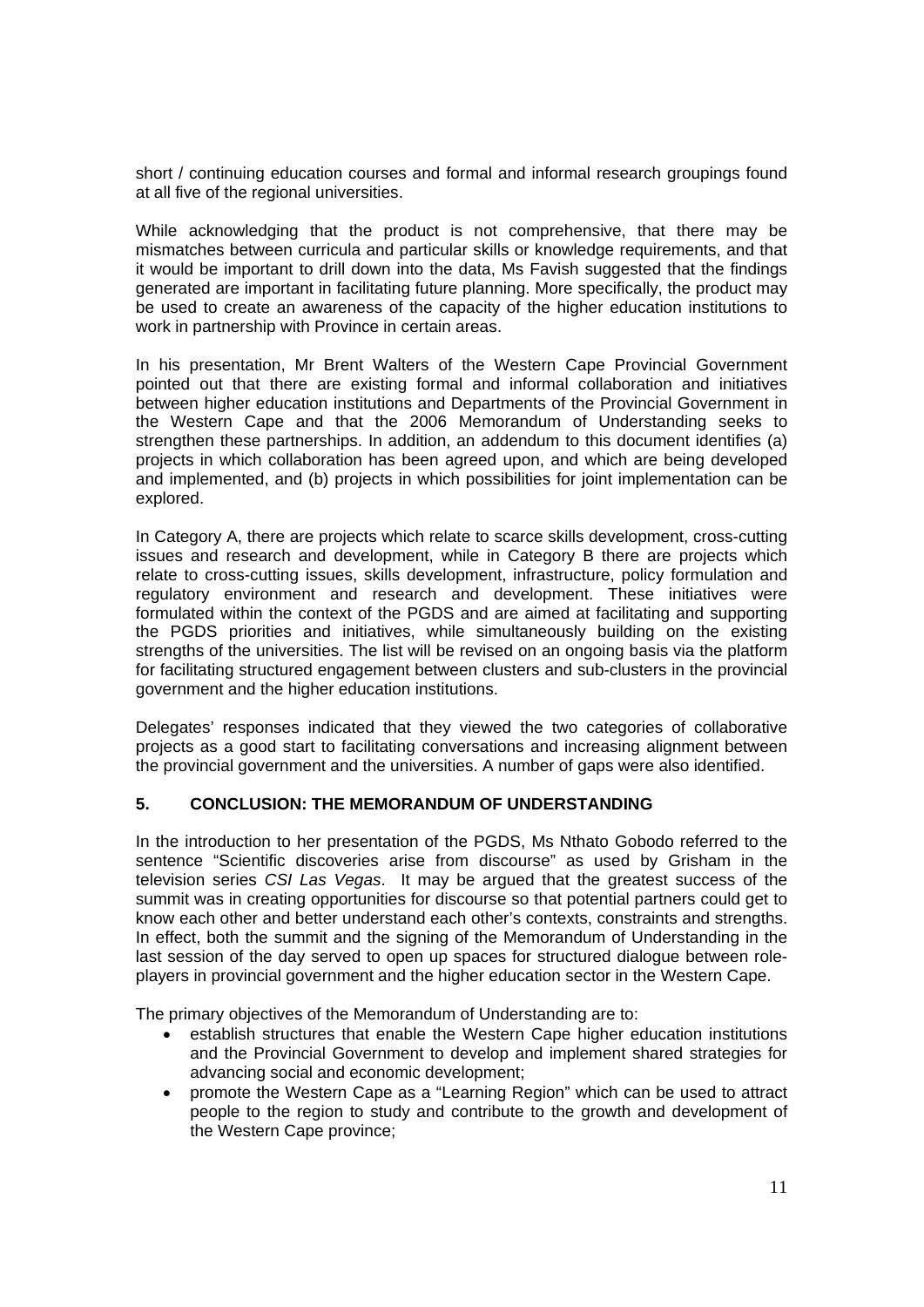short / continuing education courses and formal and informal research groupings found at all five of the regional universities.

While acknowledging that the product is not comprehensive, that there may be mismatches between curricula and particular skills or knowledge requirements, and that it would be important to drill down into the data, Ms Favish suggested that the findings generated are important in facilitating future planning. More specifically, the product may be used to create an awareness of the capacity of the higher education institutions to work in partnership with Province in certain areas.

In his presentation, Mr Brent Walters of the Western Cape Provincial Government pointed out that there are existing formal and informal collaboration and initiatives between higher education institutions and Departments of the Provincial Government in the Western Cape and that the 2006 Memorandum of Understanding seeks to strengthen these partnerships. In addition, an addendum to this document identifies (a) projects in which collaboration has been agreed upon, and which are being developed and implemented, and (b) projects in which possibilities for joint implementation can be explored.

In Category A, there are projects which relate to scarce skills development, cross-cutting issues and research and development, while in Category B there are projects which relate to cross-cutting issues, skills development, infrastructure, policy formulation and regulatory environment and research and development. These initiatives were formulated within the context of the PGDS and are aimed at facilitating and supporting the PGDS priorities and initiatives, while simultaneously building on the existing strengths of the universities. The list will be revised on an ongoing basis via the platform for facilitating structured engagement between clusters and sub-clusters in the provincial government and the higher education institutions.

Delegates' responses indicated that they viewed the two categories of collaborative projects as a good start to facilitating conversations and increasing alignment between the provincial government and the universities. A number of gaps were also identified.

## 5. CONCLUSION: THE MEMORANDUM OF UNDERSTANDING

In the introduction to her presentation of the PGDS, Ms Nthato Gobodo referred to the sentence "Scientific discoveries arise from discourse" as used by Grisham in the television series *CSI Las Vegas*. It may be argued that the greatest success of the summit was in creating opportunities for discourse so that potential partners could get to know each other and better understand each other's contexts, constraints and strengths. In effect, both the summit and the signing of the Memorandum of Understanding in the last session of the day served to open up spaces for structured dialogue between role-players in provincial government and the higher education sector in the Western Cape.

The primary objectives of the Memorandum of Understanding are to:

- establish structures that enable the Western Cape higher education institutions and the Provincial Government to develop and implement shared strategies for advancing social and economic development;
- promote the Western Cape as a "Learning Region" which can be used to attract people to the region to study and contribute to the growth and development of the Western Cape province;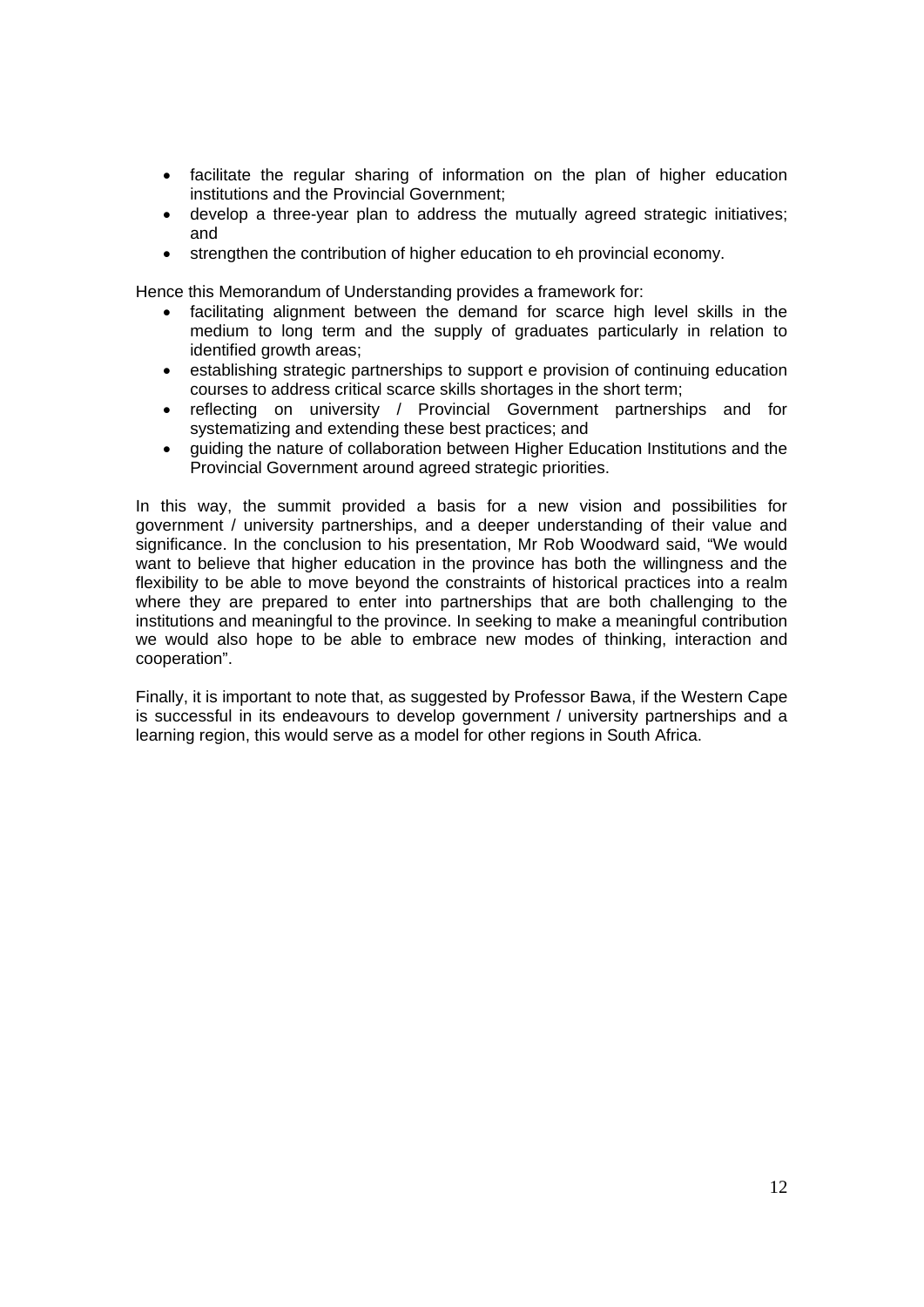- facilitate the regular sharing of information on the plan of higher education institutions and the Provincial Government;
- develop a three-year plan to address the mutually agreed strategic initiatives; and
- strengthen the contribution of higher education to eh provincial economy.

Hence this Memorandum of Understanding provides a framework for:

- facilitating alignment between the demand for scarce high level skills in the medium to long term and the supply of graduates particularly in relation to identified growth areas;
- establishing strategic partnerships to support e provision of continuing education courses to address critical scarce skills shortages in the short term;
- reflecting on university / Provincial Government partnerships and for systematizing and extending these best practices; and
- guiding the nature of collaboration between Higher Education Institutions and the Provincial Government around agreed strategic priorities.

In this way, the summit provided a basis for a new vision and possibilities for government / university partnerships, and a deeper understanding of their value and significance. In the conclusion to his presentation, Mr Rob Woodward said, "We would want to believe that higher education in the province has both the willingness and the flexibility to be able to move beyond the constraints of historical practices into a realm where they are prepared to enter into partnerships that are both challenging to the institutions and meaningful to the province. In seeking to make a meaningful contribution we would also hope to be able to embrace new modes of thinking, interaction and cooperation".

Finally, it is important to note that, as suggested by Professor Bawa, if the Western Cape is successful in its endeavours to develop government / university partnerships and a learning region, this would serve as a model for other regions in South Africa.